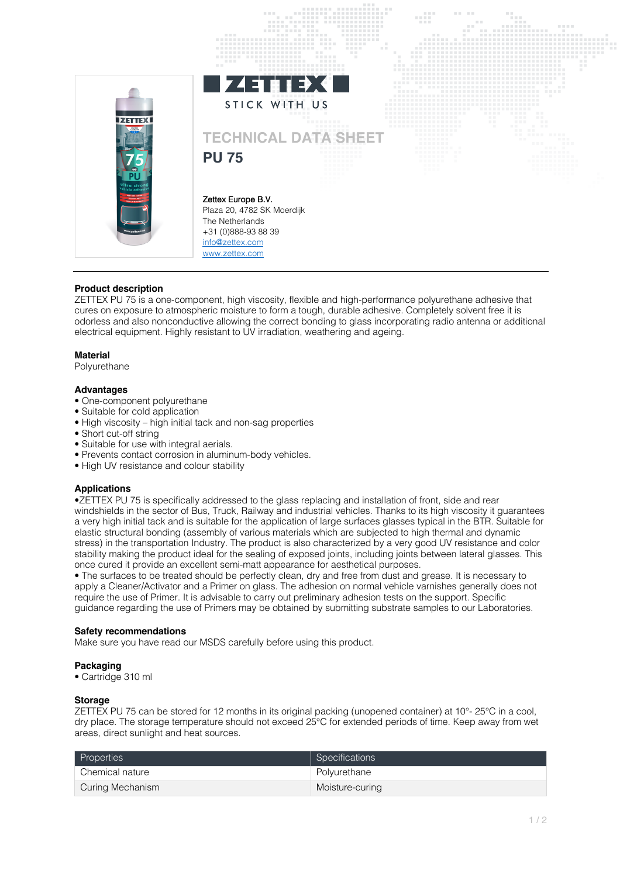# ZETTEX

STICK WITH US

## TECHNICAL DATA SHEET

## PU 75

**Zettex Europe B.V.**
Plaza 20, 4782 SK Moerdijk
The Netherlands
+31 (0)888-93 88 39
info@zettex.com
www.zettex.com

---

**Product description**

ZETTEX PU 75 is a one-component, high viscosity, flexible and high-performance polyurethane adhesive that cures on exposure to atmospheric moisture to form a tough, durable adhesive. Completely solvent free it is odorless and also nonconductive allowing the correct bonding to glass incorporating radio antenna or additional electrical equipment. Highly resistant to UV irradiation, weathering and ageing.

**Material**

Polyurethane

**Advantages**

- One-component polyurethane
- Suitable for cold application
- High viscosity – high initial tack and non-sag properties
- Short cut-off string
- Suitable for use with integral aerials.
- Prevents contact corrosion in aluminum-body vehicles.
- High UV resistance and colour stability

**Applications**

- ZETTEX PU 75 is specifically addressed to the glass replacing and installation of front, side and rear windshields in the sector of Bus, Truck, Railway and industrial vehicles. Thanks to its high viscosity it guarantees a very high initial tack and is suitable for the application of large surfaces glasses typical in the BTR. Suitable for elastic structural bonding (assembly of various materials which are subjected to high thermal and dynamic stress) in the transportation Industry. The product is also characterized by a very good UV resistance and color stability making the product ideal for the sealing of exposed joints, including joints between lateral glasses. This once cured it provide an excellent semi-matt appearance for aesthetical purposes.
- The surfaces to be treated should be perfectly clean, dry and free from dust and grease. It is necessary to apply a Cleaner/Activator and a Primer on glass. The adhesion on normal vehicle varnishes generally does not require the use of Primer. It is advisable to carry out preliminary adhesion tests on the support. Specific guidance regarding the use of Primers may be obtained by submitting substrate samples to our Laboratories.

**Safety recommendations**

Make sure you have read our MSDS carefully before using this product.

**Packaging**

- Cartridge 310 ml

**Storage**

ZETTEX PU 75 can be stored for 12 months in its original packing (unopened container) at 10°- 25°C in a cool, dry place. The storage temperature should not exceed 25°C for extended periods of time. Keep away from wet areas, direct sunlight and heat sources.

| Properties | Specifications |
|---|---|
| Chemical nature | Polyurethane |
| Curing Mechanism | Moisture-curing |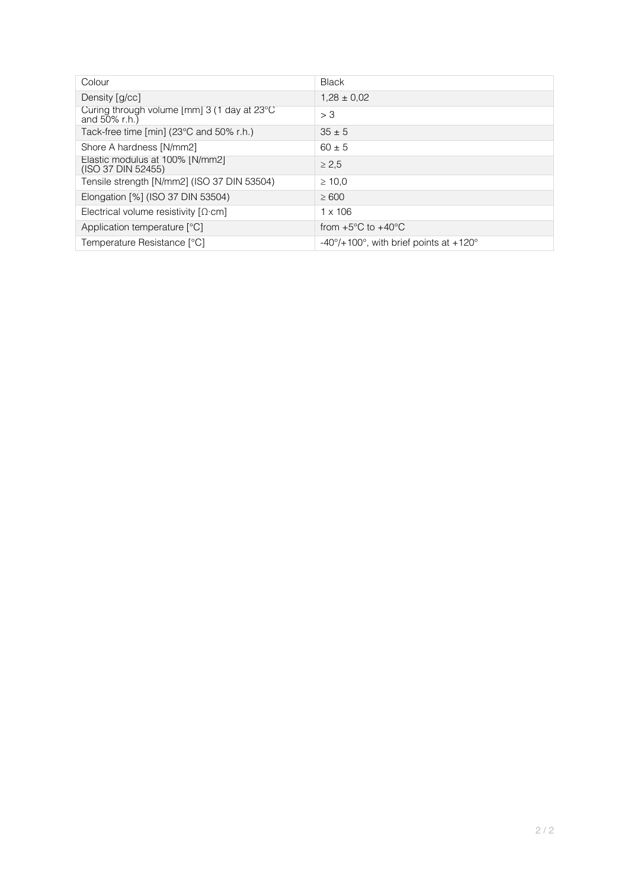| | |
|---|---|
| Colour | Black |
| Density [g/cc] | 1,28 ± 0,02 |
| Curing through volume [mm] 3 (1 day at 23°C and 50% r.h.) | > 3 |
| Tack-free time [min] (23°C and 50% r.h.) | 35 ± 5 |
| Shore A hardness [N/mm2] | 60 ± 5 |
| Elastic modulus at 100% [N/mm2] (ISO 37 DIN 52455) | ≥ 2,5 |
| Tensile strength [N/mm2] (ISO 37 DIN 53504) | ≥ 10,0 |
| Elongation [%] (ISO 37 DIN 53504) | ≥ 600 |
| Electrical volume resistivity [Ω·cm] | 1 x 106 |
| Application temperature [°C] | from +5°C to +40°C |
| Temperature Resistance [°C] | -40°/+100°, with brief points at +120° |